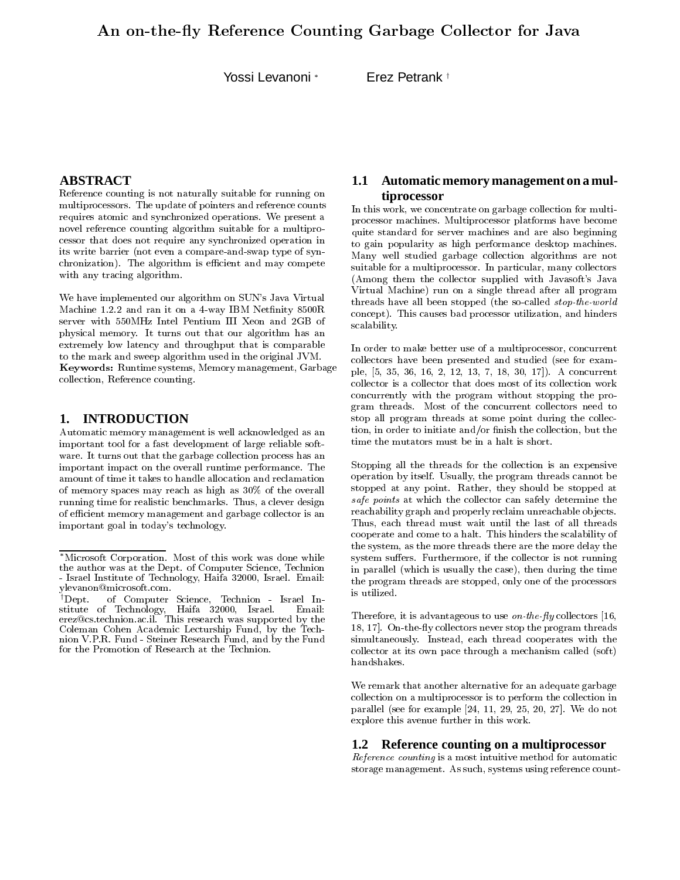# An on-the-fly Reference Counting Garbage Collector for Java

Yossi Levanoni [*] Erez Petrank [†]

## ABSTRACT

Reference counting is not naturally suitable for running on multiprocessors. The update of pointers and reference counts requires atomic and synchronized operations. We present a novel reference counting algorithm suitable for a multiprocessor that does not require any synchronized operation in its write barrier (not even a compare-and-swap type of synchronization). The algorithm is efficient and may compete with any tracing algorithm.

We have implemented our algorithm on SUN's Java Virtual Machine 1.2.2 and ran it on a 4-way IBM Netfinity 8500R server with 550MHz Intel Pentium III Xeon and 2GB of physical memory. It turns out that our algorithm has an extremely low latency and throughput that is comparable to the mark and sweep algorithm used in the original JVM.

**Keywords:** Runtime systems, Memory management, Garbage collection, Reference counting.

## 1. INTRODUCTION

Automatic memory management is well acknowledged as an important tool for a fast development of large reliable software. It turns out that the garbage collection process has an important impact on the overall runtime performance. The amount of time it takes to handle allocation and reclamation of memory spaces may reach as high as 30% of the overall running time for realistic benchmarks. Thus, a clever design of efficient memory management and garbage collector is an important goal in today's technology.

[*] Microsoft Corporation. Most of this work was done while the author was at the Dept. of Computer Science, Technion - Israel Institute of Technology, Haifa 32000, Israel. Email: ylevanon@microsoft.com.

[†] Dept. of Computer Science, Technion - Israel Institute of Technology, Haifa 32000, Israel. Email: erez@cs.technion.ac.il. This research was supported by the Coleman Cohen Academic Lecturship Fund, by the Technion V.P.R. Fund - Steiner Research Fund, and by the Fund for the Promotion of Research at the Technion.

### 1.1 Automatic memory management on a multiprocessor

In this work, we concentrate on garbage collection for multiprocessor machines. Multiprocessor platforms have become quite standard for server machines and are also beginning to gain popularity as high performance desktop machines. Many well studied garbage collection algorithms are not suitable for a multiprocessor. In particular, many collectors (Among them the collector supplied with Javasoft's Java Virtual Machine) run on a single thread after all program threads have all been stopped (the so-called *stop-the-world* concept). This causes bad processor utilization, and hinders scalability.

In order to make better use of a multiprocessor, concurrent collectors have been presented and studied (see for example, [5, 35, 36, 16, 2, 12, 13, 7, 18, 30, 17]). A concurrent collector is a collector that does most of its collection work concurrently with the program without stopping the program threads. Most of the concurrent collectors need to stop all program threads at some point during the collection, in order to initiate and/or finish the collection, but the time the mutators must be in a halt is short.

Stopping all the threads for the collection is an expensive operation by itself. Usually, the program threads cannot be stopped at any point. Rather, they should be stopped at *safe points* at which the collector can safely determine the reachability graph and properly reclaim unreachable objects. Thus, each thread must wait until the last of all threads cooperate and come to a halt. This hinders the scalability of the system, as the more threads there are the more delay the system suffers. Furthermore, if the collector is not running in parallel (which is usually the case), then during the time the program threads are stopped, only one of the processors is utilized.

Therefore, it is advantageous to use *on-the-fly* collectors [16, 18, 17]. On-the-fly collectors never stop the program threads simultaneously. Instead, each thread cooperates with the collector at its own pace through a mechanism called (soft) handshakes.

We remark that another alternative for an adequate garbage collection on a multiprocessor is to perform the collection in parallel (see for example [24, 11, 29, 25, 20, 27]. We do not explore this avenue further in this work.

### 1.2 Reference counting on a multiprocessor

*Reference counting* is a most intuitive method for automatic storage management. As such, systems using reference count-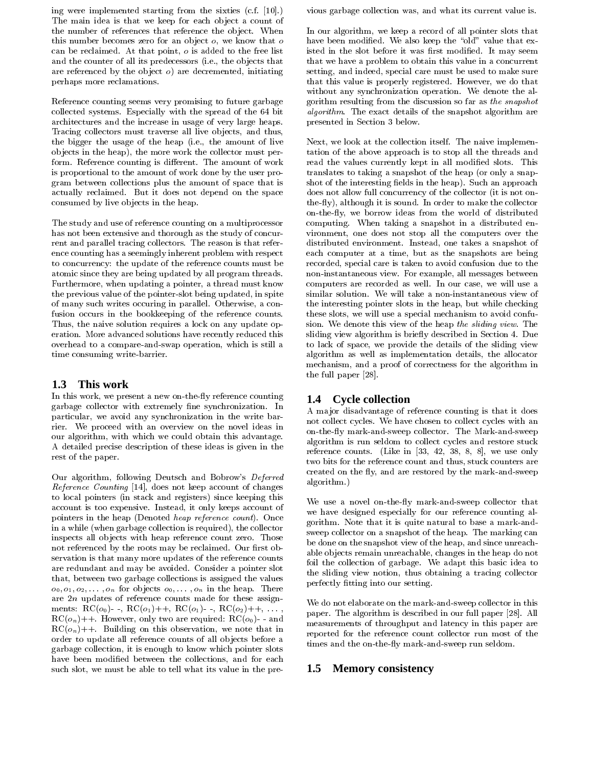ing were implemented starting from the sixties (c.f. [10].) The main idea is that we keep for each object a count of the number of references that reference the object. When this number becomes zero for an object $o$, we know that $o$ can be reclaimed. At that point, $o$ is added to the free list and the counter of all its predecessors (i.e., the objects that are referenced by the object $o$) are decremented, initiating perhaps more reclamations.

Reference counting seems very promising to future garbage collected systems. Especially with the spread of the 64 bit architectures and the increase in usage of very large heaps. Tracing collectors must traverse all live objects, and thus, the bigger the usage of the heap (i.e., the amount of live objects in the heap), the more work the collector must perform. Reference counting is different. The amount of work is proportional to the amount of work done by the user program between collections plus the amount of space that is actually reclaimed. But it does not depend on the space consumed by live objects in the heap.

The study and use of reference counting on a multiprocessor has not been extensive and thorough as the study of concurrent and parallel tracing collectors. The reason is that reference counting has a seemingly inherent problem with respect to concurrency: the update of the reference counts must be atomic since they are being updated by all program threads. Furthermore, when updating a pointer, a thread must know the previous value of the pointer-slot being updated, in spite of many such writes occuring in parallel. Otherwise, a confusion occurs in the bookkeeping of the reference counts. Thus, the naive solution requires a lock on any update operation. More advanced solutions have recently reduced this overhead to a compare-and-swap operation, which is still a time consuming write-barrier.

## 1.3 This work

In this work, we present a new on-the-fly reference counting garbage collector with extremely fine synchronization. In particular, we avoid any synchronization in the write barrier. We proceed with an overview on the novel ideas in our algorithm, with which we could obtain this advantage. A detailed precise description of these ideas is given in the rest of the paper.

Our algorithm, following Deutsch and Bobrow's *Deferred Reference Counting* [14], does not keep account of changes to local pointers (in stack and registers) since keeping this account is too expensive. Instead, it only keeps account of pointers in the heap (Denoted *heap reference count*). Once in a while (when garbage collection is required), the collector inspects all objects with heap reference count zero. Those not referenced by the roots may be reclaimed. Our first observation is that many more updates of the reference counts are redundant and may be avoided. Consider a pointer slot that, between two garbage collections is assigned the values $o_0, o_1, o_2, \ldots, o_n$ for objects $o_0, \ldots, o_n$ in the heap. There are $2n$ updates of reference counts made for these assignments: RC($o_0$)- -, RC($o_1$)++, RC($o_1$)- -, RC($o_2$)++, ..., RC($o_n$)++. However, only two are required: RC($o_0$)- - and RC($o_n$)++. Building on this observation, we note that in order to update all reference counts of all objects before a garbage collection, it is enough to know which pointer slots have been modified between the collections, and for each such slot, we must be able to tell what its value in the previous garbage collection was, and what its current value is.

In our algorithm, we keep a record of all pointer slots that have been modified. We also keep the "old" value that existed in the slot before it was first modified. It may seem that we have a problem to obtain this value in a concurrent setting, and indeed, special care must be used to make sure that this value is properly registered. However, we do that without any synchronization operation. We denote the algorithm resulting from the discussion so far as *the snapshot algorithm*. The exact details of the snapshot algorithm are presented in Section 3 below.

Next, we look at the collection itself. The naive implementation of the above approach is to stop all the threads and read the values currently kept in all modified slots. This translates to taking a snapshot of the heap (or only a snapshot of the interesting fields in the heap). Such an approach does not allow full concurrency of the collector (it is not on-the-fly), although it is sound. In order to make the collector on-the-fly, we borrow ideas from the world of distributed computing. When taking a snapshot in a distributed environment, one does not stop all the computers over the distributed environment. Instead, one takes a snapshot of each computer at a time, but as the snapshots are being recorded, special care is taken to avoid confusion due to the non-instantaneous view. For example, all messages between computers are recorded as well. In our case, we will use a similar solution. We will take a non-instantaneous view of the interesting pointer slots in the heap, but while checking these slots, we will use a special mechanism to avoid confusion. We denote this view of the heap *the sliding view*. The sliding view algorithm is briefly described in Section 4. Due to lack of space, we provide the details of the sliding view algorithm as well as implementation details, the allocator mechanism, and a proof of correctness for the algorithm in the full paper [28].

## 1.4 Cycle collection

A major disadvantage of reference counting is that it does not collect cycles. We have chosen to collect cycles with an on-the-fly mark-and-sweep collector. The Mark-and-sweep algorithm is run seldom to collect cycles and restore stuck reference counts. (Like in [33, 42, 38, 8, 8], we use only two bits for the reference count and thus, stuck counters are created on the fly, and are restored by the mark-and-sweep algorithm.)

We use a novel on-the-fly mark-and-sweep collector that we have designed especially for our reference counting algorithm. Note that it is quite natural to base a mark-and-sweep collector on a snapshot of the heap. The marking can be done on the snapshot view of the heap, and since unreachable objects remain unreachable, changes in the heap do not foil the collection of garbage. We adapt this basic idea to the sliding view notion, thus obtaining a tracing collector perfectly fitting into our setting.

We do not elaborate on the mark-and-sweep collector in this paper. The algorithm is described in our full paper [28]. All measurements of throughput and latency in this paper are reported for the reference count collector run most of the times and the on-the-fly mark-and-sweep run seldom.

## 1.5 Memory consistency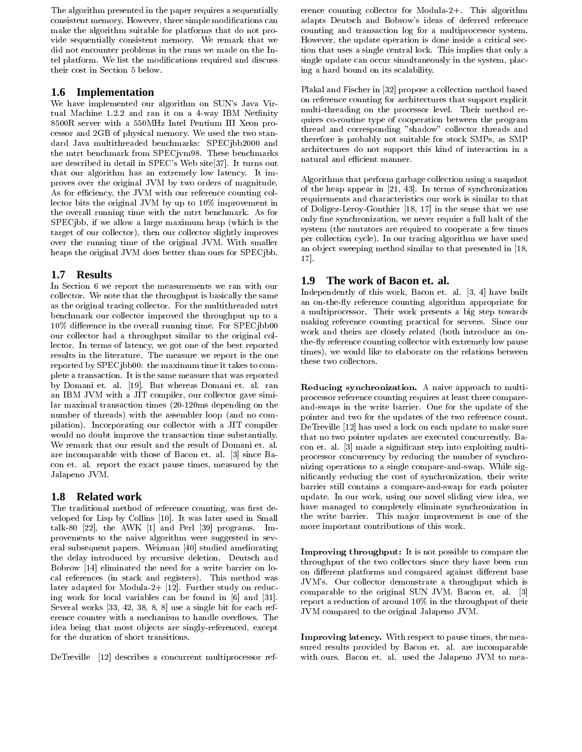The algorithm presented in the paper requires a sequentially consistent memory. However, three simple modifications can make the algorithm suitable for platforms that do not provide sequentially consistent memory. We remark that we did not encounter problems in the runs we made on the Intel platform. We list the modifications required and discuss their cost in Section 5 below.

## 1.6 Implementation

We have implemented our algorithm on SUN's Java Virtual Machine 1.2.2 and ran it on a 4-way IBM Netfinity 8500R server with a 550MHz Intel Pentium III Xeon processor and 2GB of physical memory. We used the two standard Java multithreaded benchmarks: SPECjbb2000 and the mtrt benchmark from SPECjvm98. These benchmarks are described in detail in SPEC's Web site[37]. It turns out that our algorithm has an extremely low latency. It improves over the original JVM by two orders of magnitude. As for efficiency, the JVM with our reference counting collector bits the original JVM by up to 10% improvement in the overall running time with the mtrt benchmark. As for SPECjbb, if we allow a large maximum heap (which is the target of our collector), then our collector slightly improves over the running time of the original JVM. With smaller heaps the original JVM does better than ours for SPECjbb.

## 1.7 Results

In Section 6 we report the measurements we ran with our collector. We note that the throughput is basically the same as the original tracing collector. For the multithreaded mtrt benchmark our collector improved the throughput up to a 10% difference in the overall running time. For SPECjbb00 our collector had a throughput similar to the original collector. In terms of latency, we got one of the best reported results in the literature. The measure we report is the one reported by SPECjbb00: the maximum time it takes to complete a transaction. It is the same measure that was reported by Domani et. al. [19]. But whereas Domani et. al. ran an IBM JVM with a JIT compiler, our collector gave similar maximal transaction times (20-120ms depending on the number of threads) with the assembler loop (and no compilation). Incorporating our collector with a JIT compiler would no doubt improve the transaction time substantially. We remark that our result and the result of Domani et. al. are incomparable with those of Bacon et. al. [3] since Bacon et. al. report the exact pause times, measured by the Jalapeno JVM.

## 1.8 Related work

The traditional method of reference counting, was first developed for Lisp by Collins [10]. It was later used in Small talk-80 [22], the AWK [1] and Perl [39] programs. Improvements to the naive algorithm were suggested in several subsequent papers. Weizman [40] studied ameliorating the delay introduced by recursive deletion. Deutsch and Bobrow [14] eliminated the need for a write barrier on local references (in stack and registers). This method was later adapted for Modula-2+ [12]. Further study on reducing work for local variables can be found in [6] and [31]. Several works [33, 42, 38, 8, 8] use a single bit for each reference counter with a mechanism to handle overflows. The idea being that most objects are singly-referenced, except for the duration of short transitions.

DeTreville [12] describes a concurrent multiprocessor reference counting collector for Modula-2+. This algorithm adapts Deutsch and Bobrow's ideas of deferred reference counting and transaction log for a multiprocessor system. However, the update operation is done inside a critical section that uses a single central lock. This implies that only a single update can occur simultaneously in the system, placing a hard bound on its scalability.

Plakal and Fischer in [32] propose a collection method based on reference counting for architectures that support explicit multi-threading on the processor level. Their method requires co-routine type of cooperation between the program thread and corresponding "shadow" collector threads and therefore is probably not suitable for stock SMPs, as SMP architectures do not support this kind of interaction in a natural and efficient manner.

Algorithms that perform garbage collection using a snapshot of the heap appear in [21, 43]. In terms of synchronization requirements and characteristics our work is similar to that of Doligez-Leroy-Gonthier [18, 17] in the sense that we use only fine synchronization, we never require a full halt of the system (the mutators are required to cooperate a few times per collection cycle). In our tracing algorithm we have used an object sweeping method similar to that presented in [18, 17].

## 1.9 The work of Bacon et. al.

Independently of this work, Bacon et. al. [3, 4] have built an on-the-fly reference counting algorithm appropriate for a multiprocessor. Their work presents a big step towards making reference counting practical for servers. Since our work and theirs are closely related (both introduce an on-the-fly reference counting collector with extremely low pause times), we would like to elaborate on the relations between these two collectors.

**Reducing synchronization.** A naive approach to multiprocessor reference counting requires at least three compare-and-swaps in the write barrier. One for the update of the pointer and two for the updates of the two reference count. DeTreville [12] has used a lock on each update to make sure that no two pointer updates are executed concurrently. Bacon et. al. [3] made a significant step into exploiting multiprocessor concurrency by reducing the number of synchronizing operations to a single compare-and-swap. While significantly reducing the cost of synchronization, their write barrier still contains a compare-and-swap for each pointer update. In our work, using our novel sliding view idea, we have managed to completely eliminate synchronization in the write barrier. This major improvement is one of the more important contributions of this work.

**Improving throughput:** It is not possible to compare the throughput of the two collectors since they have been run on different platforms and compared against different base JVM's. Our collector demonstrate a throughput which is comparable to the original SUN JVM. Bacon et. al. [3] report a reduction of around 10% in the throughput of their JVM compared to the original Jalapeno JVM.

**Improving latency.** With respect to pause times, the measured results provided by Bacon et. al. are incomparable with ours. Bacon et. al. used the Jalapeno JVM to mea-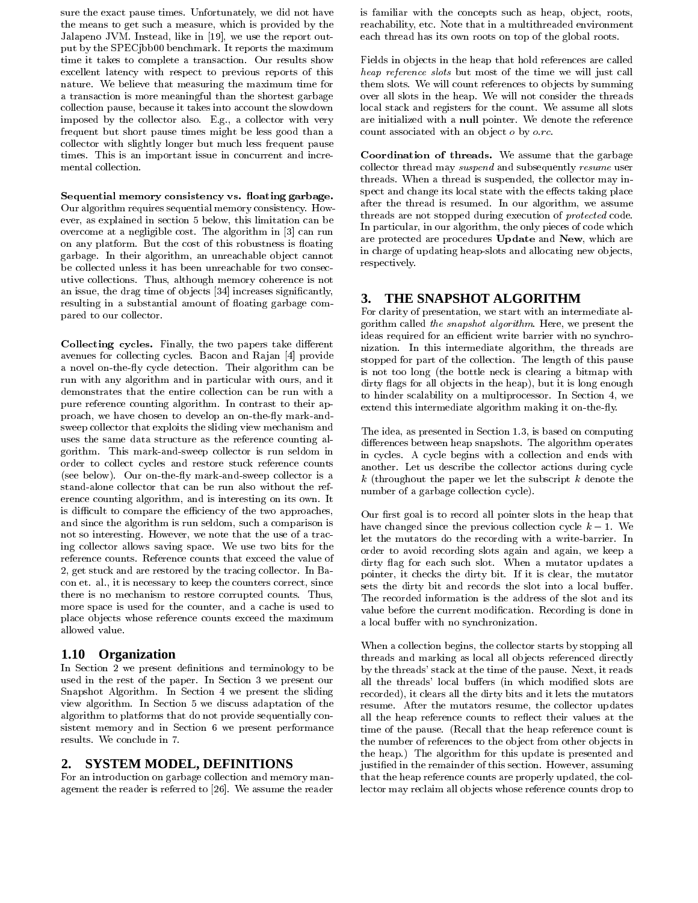sure the exact pause times. Unfortunately, we did not have the means to get such a measure, which is provided by the Jalapeno JVM. Instead, like in [19], we use the report output by the SPECjbb00 benchmark. It reports the maximum time it takes to complete a transaction. Our results show excellent latency with respect to previous reports of this nature. We believe that measuring the maximum time for a transaction is more meaningful than the shortest garbage collection pause, because it takes into account the slowdown imposed by the collector also. E.g., a collector with very frequent but short pause times might be less good than a collector with slightly longer but much less frequent pause times. This is an important issue in concurrent and incremental collection.

**Sequential memory consistency vs. floating garbage.** Our algorithm requires sequential memory consistency. However, as explained in section 5 below, this limitation can be overcome at a negligible cost. The algorithm in [3] can run on any platform. But the cost of this robustness is floating garbage. In their algorithm, an unreachable object cannot be collected unless it has been unreachable for two consecutive collections. Thus, although memory coherence is not an issue, the drag time of objects [34] increases significantly, resulting in a substantial amount of floating garbage compared to our collector.

**Collecting cycles.** Finally, the two papers take different avenues for collecting cycles. Bacon and Rajan [4] provide a novel on-the-fly cycle detection. Their algorithm can be run with any algorithm and in particular with ours, and it demonstrates that the entire collection can be run with a pure reference counting algorithm. In contrast to their approach, we have chosen to develop an on-the-fly mark-and-sweep collector that exploits the sliding view mechanism and uses the same data structure as the reference counting algorithm. This mark-and-sweep collector is run seldom in order to collect cycles and restore stuck reference counts (see below). Our on-the-fly mark-and-sweep collector is a stand-alone collector that can be run also without the reference counting algorithm, and is interesting on its own. It is difficult to compare the efficiency of the two approaches, and since the algorithm is run seldom, such a comparison is not so interesting. However, we note that the use of a tracing collector allows saving space. We use two bits for the reference counts. Reference counts that exceed the value of 2, get stuck and are restored by the tracing collector. In Bacon et. al., it is necessary to keep the counters correct, since there is no mechanism to restore corrupted counts. Thus, more space is used for the counter, and a cache is used to place objects whose reference counts exceed the maximum allowed value.

### 1.10 Organization

In Section 2 we present definitions and terminology to be used in the rest of the paper. In Section 3 we present our Snapshot Algorithm. In Section 4 we present the sliding view algorithm. In Section 5 we discuss adaptation of the algorithm to platforms that do not provide sequentially consistent memory and in Section 6 we present performance results. We conclude in 7.

## 2. SYSTEM MODEL, DEFINITIONS

For an introduction on garbage collection and memory management the reader is referred to [26]. We assume the reader is familiar with the concepts such as heap, object, roots, reachability, etc. Note that in a multithreaded environment each thread has its own roots on top of the global roots.

Fields in objects in the heap that hold references are called *heap reference slots* but most of the time we will just call them slots. We will count references to objects by summing over all slots in the heap. We will not consider the threads local stack and registers for the count. We assume all slots are initialized with a **null** pointer. We denote the reference count associated with an object $o$ by $o.rc$.

**Coordination of threads.** We assume that the garbage collector thread may *suspend* and subsequently *resume* user threads. When a thread is suspended, the collector may inspect and change its local state with the effects taking place after the thread is resumed. In our algorithm, we assume threads are not stopped during execution of *protected* code. In particular, in our algorithm, the only pieces of code which are protected are procedures **Update** and **New**, which are in charge of updating heap-slots and allocating new objects, respectively.

## 3. THE SNAPSHOT ALGORITHM

For clarity of presentation, we start with an intermediate algorithm called *the snapshot algorithm*. Here, we present the ideas required for an efficient write barrier with no synchronization. In this intermediate algorithm, the threads are stopped for part of the collection. The length of this pause is not too long (the bottle neck is clearing a bitmap with dirty flags for all objects in the heap), but it is long enough to hinder scalability on a multiprocessor. In Section 4, we extend this intermediate algorithm making it on-the-fly.

The idea, as presented in Section 1.3, is based on computing differences between heap snapshots. The algorithm operates in cycles. A cycle begins with a collection and ends with another. Let us describe the collector actions during cycle $k$ (throughout the paper we let the subscript $k$ denote the number of a garbage collection cycle).

Our first goal is to record all pointer slots in the heap that have changed since the previous collection cycle $k-1$. We let the mutators do the recording with a write-barrier. In order to avoid recording slots again and again, we keep a dirty flag for each such slot. When a mutator updates a pointer, it checks the dirty bit. If it is clear, the mutator sets the dirty bit and records the slot into a local buffer. The recorded information is the address of the slot and its value before the current modification. Recording is done in a local buffer with no synchronization.

When a collection begins, the collector starts by stopping all threads and marking as local all objects referenced directly by the threads' stack at the time of the pause. Next, it reads all the threads' local buffers (in which modified slots are recorded), it clears all the dirty bits and it lets the mutators resume. After the mutators resume, the collector updates all the heap reference counts to reflect their values at the time of the pause. (Recall that the heap reference count is the number of references to the object from other objects in the heap.) The algorithm for this update is presented and justified in the remainder of this section. However, assuming that the heap reference counts are properly updated, the collector may reclaim all objects whose reference counts drop to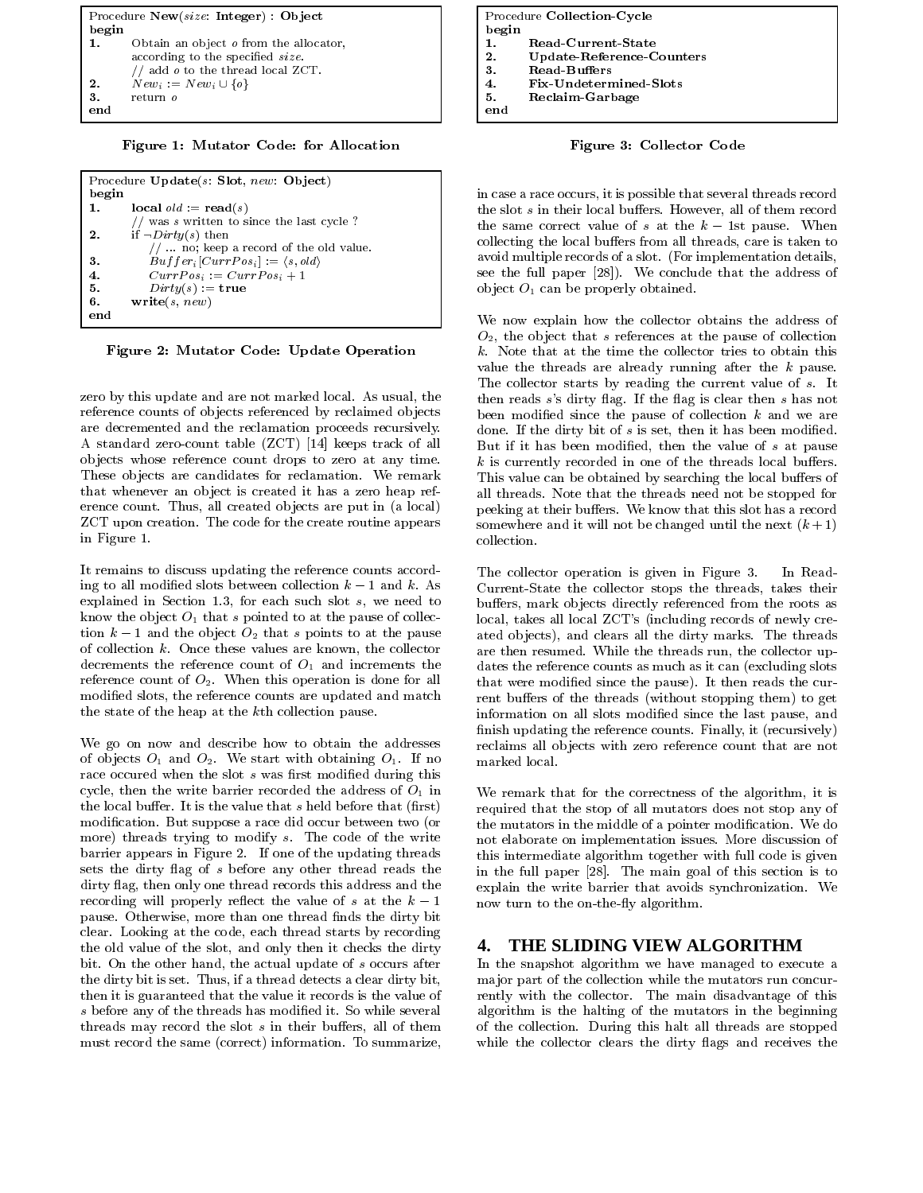```
Procedure New(size: Integer) : Object
begin
1.     Obtain an object o from the allocator,
       according to the specified size.
       // add o to the thread local ZCT.
2.     New_i := New_i ∪ {o}
3.     return o
end
```

**Figure 1: Mutator Code: for Allocation**

```
Procedure Update(s: Slot, new: Object)
begin
1.     local old := read(s)
       // was s written to since the last cycle ?
2.     if ¬Dirty(s) then
           // ... no; keep a record of the old value.
3.         Buffer_i[CurrPos_i] := ⟨s, old⟩
4.         CurrPos_i := CurrPos_i + 1
5.         Dirty(s) := true
6.     write(s, new)
end
```

**Figure 2: Mutator Code: Update Operation**

zero by this update and are not marked local. As usual, the reference counts of objects referenced by reclaimed objects are decremented and the reclamation proceeds recursively. A standard zero-count table (ZCT) [14] keeps track of all objects whose reference count drops to zero at any time. These objects are candidates for reclamation. We remark that whenever an object is created it has a zero heap reference count. Thus, all created objects are put in (a local) ZCT upon creation. The code for the create routine appears in Figure 1.

It remains to discuss updating the reference counts according to all modified slots between collection $k-1$ and $k$. As explained in Section 1.3, for each such slot $s$, we need to know the object $O_1$ that $s$ pointed to at the pause of collection $k-1$ and the object $O_2$ that $s$ points to at the pause of collection $k$. Once these values are known, the collector decrements the reference count of $O_1$ and increments the reference count of $O_2$. When this operation is done for all modified slots, the reference counts are updated and match the state of the heap at the $k$th collection pause.

We go on now and describe how to obtain the addresses of objects $O_1$ and $O_2$. We start with obtaining $O_1$. If no race occured when the slot $s$ was first modified during this cycle, then the write barrier recorded the address of $O_1$ in the local buffer. It is the value that $s$ held before that (first) modification. But suppose a race did occur between two (or more) threads trying to modify $s$. The code of the write barrier appears in Figure 2. If one of the updating threads sets the dirty flag of $s$ before any other thread reads the dirty flag, then only one thread records this address and the recording will properly reflect the value of $s$ at the $k-1$ pause. Otherwise, more than one thread finds the dirty bit clear. Looking at the code, each thread starts by recording the old value of the slot, and only then it checks the dirty bit. On the other hand, the actual update of $s$ occurs after the dirty bit is set. Thus, if a thread detects a clear dirty bit, then it is guaranteed that the value it records is the value of $s$ before any of the threads has modified it. So while several threads may record the slot $s$ in their buffers, all of them must record the same (correct) information. To summarize, in case a race occurs, it is possible that several threads record the slot $s$ in their local buffers. However, all of them record the same correct value of $s$ at the $k-1$st pause. When collecting the local buffers from all threads, care is taken to avoid multiple records of a slot. (For implementation details, see the full paper [28]). We conclude that the address of object $O_1$ can be properly obtained.

We now explain how the collector obtains the address of $O_2$, the object that $s$ references at the pause of collection $k$. Note that at the time the collector tries to obtain this value the threads are already running after the $k$ pause. The collector starts by reading the current value of $s$. It then reads $s$'s dirty flag. If the flag is clear then $s$ has not been modified since the pause of collection $k$ and we are done. If the dirty bit of $s$ is set, then it has been modified. But if it has been modified, then the value of $s$ at pause $k$ is currently recorded in one of the threads local buffers. This value can be obtained by searching the local buffers of all threads. Note that the threads need not be stopped for peeking at their buffers. We know that this slot has a record somewhere and it will not be changed until the next $(k+1)$ collection.

```
Procedure Collection-Cycle
begin
1.     Read-Current-State
2.     Update-Reference-Counters
3.     Read-Buffers
4.     Fix-Undetermined-Slots
5.     Reclaim-Garbage
end
```

**Figure 3: Collector Code**

The collector operation is given in Figure 3. In Read-Current-State the collector stops the threads, takes their buffers, mark objects directly referenced from the roots as local, takes all local ZCT's (including records of newly created objects), and clears all the dirty marks. The threads are then resumed. While the threads run, the collector updates the reference counts as much as it can (excluding slots that were modified since the pause). It then reads the current buffers of the threads (without stopping them) to get information on all slots modified since the last pause, and finish updating the reference counts. Finally, it (recursively) reclaims all objects with zero reference count that are not marked local.

We remark that for the correctness of the algorithm, it is required that the stop of all mutators does not stop any of the mutators in the middle of a pointer modification. We do not elaborate on implementation issues. More discussion of this intermediate algorithm together with full code is given in the full paper [28]. The main goal of this section is to explain the write barrier that avoids synchronization. We now turn to the on-the-fly algorithm.

## 4. THE SLIDING VIEW ALGORITHM

In the snapshot algorithm we have managed to execute a major part of the collection while the mutators run concurrently with the collector. The main disadvantage of this algorithm is the halting of the mutators in the beginning of the collection. During this halt all threads are stopped while the collector clears the dirty flags and receives the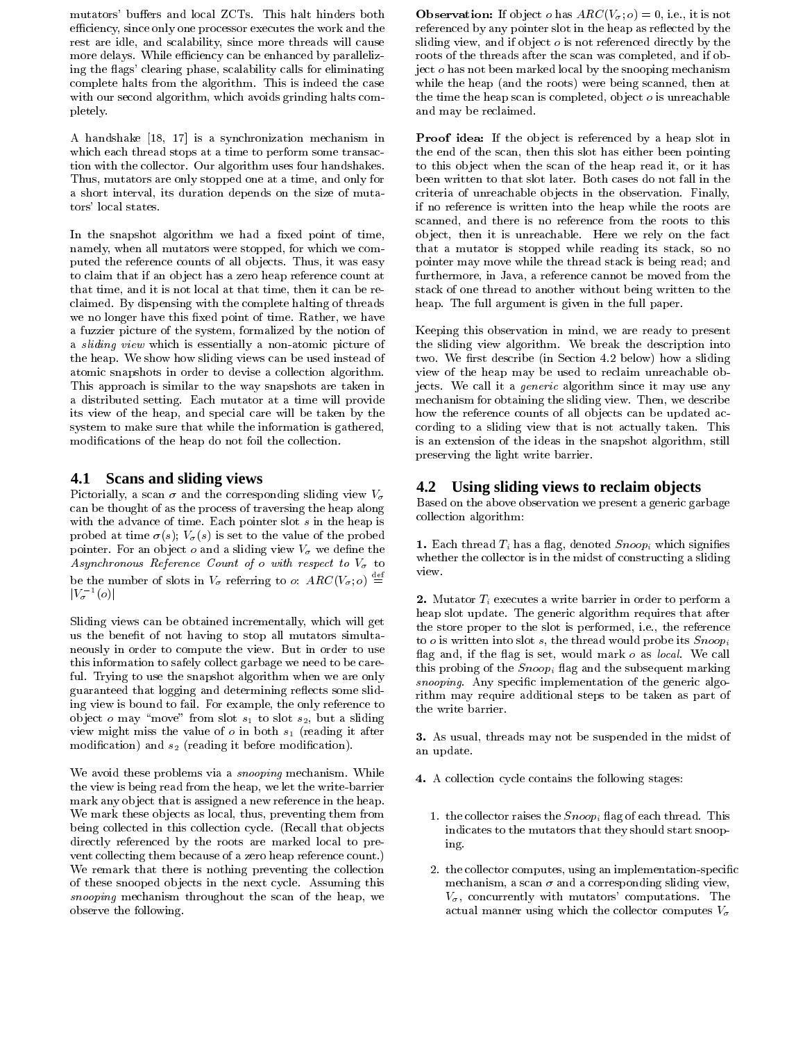mutators' buffers and local ZCTs. This halt hinders both efficiency, since only one processor executes the work and the rest are idle, and scalability, since more threads will cause more delays. While efficiency can be enhanced by parallelizing the flags' clearing phase, scalability calls for eliminating complete halts from the algorithm. This is indeed the case with our second algorithm, which avoids grinding halts completely.

A handshake [18, 17] is a synchronization mechanism in which each thread stops at a time to perform some transaction with the collector. Our algorithm uses four handshakes. Thus, mutators are only stopped one at a time, and only for a short interval, its duration depends on the size of mutators' local states.

In the snapshot algorithm we had a fixed point of time, namely, when all mutators were stopped, for which we computed the reference counts of all objects. Thus, it was easy to claim that if an object has a zero heap reference count at that time, and it is not local at that time, then it can be reclaimed. By dispensing with the complete halting of threads we no longer have this fixed point of time. Rather, we have a fuzzier picture of the system, formalized by the notion of a *sliding view* which is essentially a non-atomic picture of the heap. We show how sliding views can be used instead of atomic snapshots in order to devise a collection algorithm. This approach is similar to the way snapshots are taken in a distributed setting. Each mutator at a time will provide its view of the heap, and special care will be taken by the system to make sure that while the information is gathered, modifications of the heap do not foil the collection.

## 4.1 Scans and sliding views

Pictorially, a scan $\sigma$ and the corresponding sliding view $V_\sigma$ can be thought of as the process of traversing the heap along with the advance of time. Each pointer slot $s$ in the heap is probed at time $\sigma(s)$; $V_\sigma(s)$ is set to the value of the probed pointer. For an object $o$ and a sliding view $V_\sigma$ we define the *Asynchronous Reference Count of o with respect to* $V_\sigma$ to be the number of slots in $V_\sigma$ referring to $o$: $ARC(V_\sigma; o) \stackrel{\text{def}}{=} |V_\sigma^{-1}(o)|$

Sliding views can be obtained incrementally, which will get us the benefit of not having to stop all mutators simultaneously in order to compute the view. But in order to use this information to safely collect garbage we need to be careful. Trying to use the snapshot algorithm when we are only guaranteed that logging and determining reflects some sliding view is bound to fail. For example, the only reference to object $o$ may "move" from slot $s_1$ to slot $s_2$, but a sliding view might miss the value of $o$ in both $s_1$ (reading it after modification) and $s_2$ (reading it before modification).

We avoid these problems via a *snooping* mechanism. While the view is being read from the heap, we let the write-barrier mark any object that is assigned a new reference in the heap. We mark these objects as local, thus, preventing them from being collected in this collection cycle. (Recall that objects directly referenced by the roots are marked local to prevent collecting them because of a zero heap reference count.) We remark that there is nothing preventing the collection of these snooped objects in the next cycle. Assuming this *snooping* mechanism throughout the scan of the heap, we observe the following.

**Observation:** If object $o$ has $ARC(V_\sigma; o) = 0$, i.e., it is not referenced by any pointer slot in the heap as reflected by the sliding view, and if object $o$ is not referenced directly by the roots of the threads after the scan was completed, and if object $o$ has not been marked local by the snooping mechanism while the heap (and the roots) were being scanned, then at the time the heap scan is completed, object $o$ is unreachable and may be reclaimed.

**Proof idea:** If the object is referenced by a heap slot in the end of the scan, then this slot has either been pointing to this object when the scan of the heap read it, or it has been written to that slot later. Both cases do not fall in the criteria of unreachable objects in the observation. Finally, if no reference is written into the heap while the roots are scanned, and there is no reference from the roots to this object, then it is unreachable. Here we rely on the fact that a mutator is stopped while reading its stack, so no pointer may move while the thread stack is being read; and furthermore, in Java, a reference cannot be moved from the stack of one thread to another without being written to the heap. The full argument is given in the full paper.

Keeping this observation in mind, we are ready to present the sliding view algorithm. We break the description into two. We first describe (in Section 4.2 below) how a sliding view of the heap may be used to reclaim unreachable objects. We call it a *generic* algorithm since it may use any mechanism for obtaining the sliding view. Then, we describe how the reference counts of all objects can be updated according to a sliding view that is not actually taken. This is an extension of the ideas in the snapshot algorithm, still preserving the light write barrier.

## 4.2 Using sliding views to reclaim objects

Based on the above observation we present a generic garbage collection algorithm:

**1.** Each thread $T_i$ has a flag, denoted $Snoop_i$ which signifies whether the collector is in the midst of constructing a sliding view.

**2.** Mutator $T_i$ executes a write barrier in order to perform a heap slot update. The generic algorithm requires that after the store proper to the slot is performed, i.e., the reference to $o$ is written into slot $s$, the thread would probe its $Snoop_i$ flag and, if the flag is set, would mark $o$ as *local*. We call this probing of the $Snoop_i$ flag and the subsequent marking *snooping*. Any specific implementation of the generic algorithm may require additional steps to be taken as part of the write barrier.

**3.** As usual, threads may not be suspended in the midst of an update.

**4.** A collection cycle contains the following stages:

1. the collector raises the $Snoop_i$ flag of each thread. This indicates to the mutators that they should start snooping.

2. the collector computes, using an implementation-specific mechanism, a scan $\sigma$ and a corresponding sliding view, $V_\sigma$, concurrently with mutators' computations. The actual manner using which the collector computes $V_\sigma$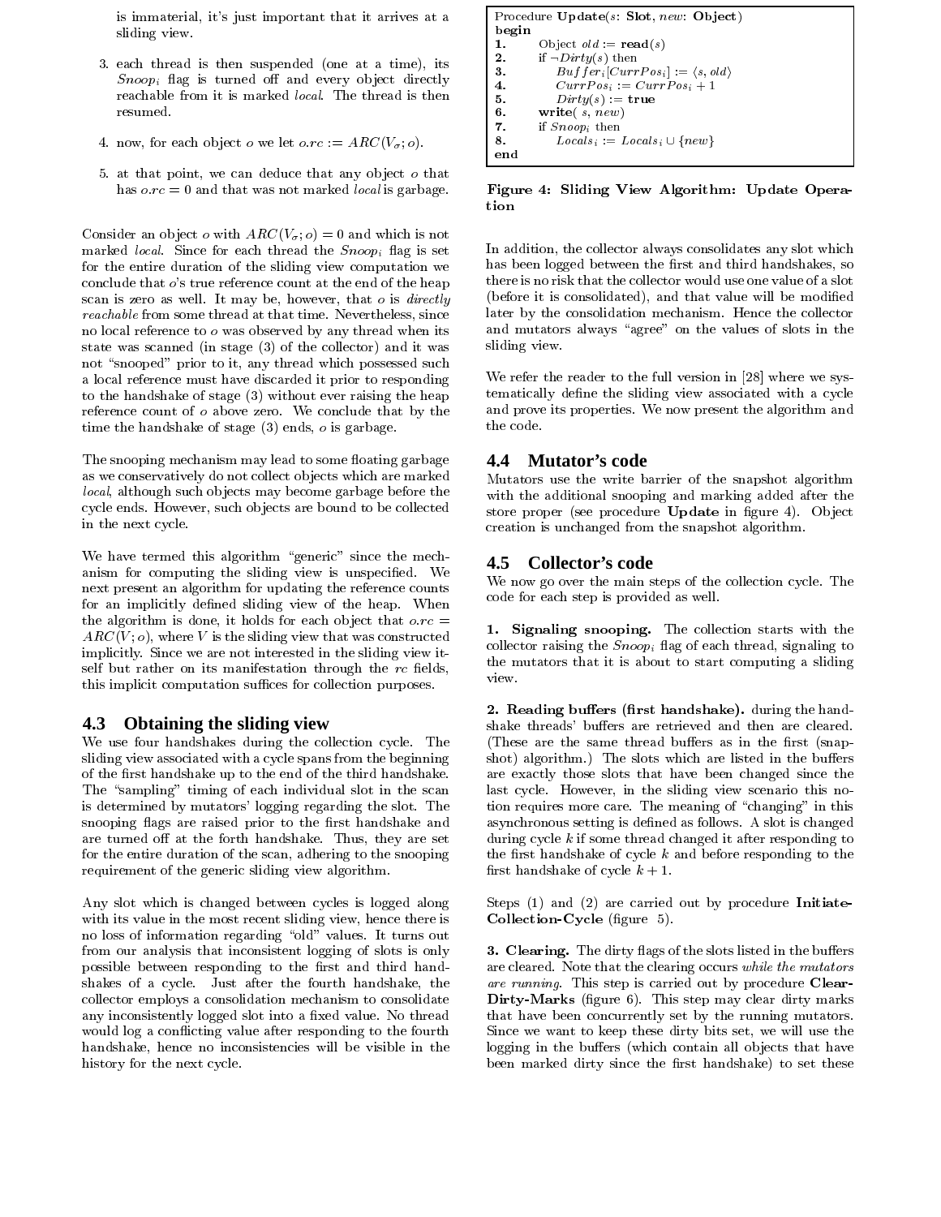is immaterial, it's just important that it arrives at a sliding view.

3. each thread is then suspended (one at a time), its $Snoop_i$ flag is turned off and every object directly reachable from it is marked *local*. The thread is then resumed.

4. now, for each object $o$ we let $o.rc := ARC(V_\sigma; o)$.

5. at that point, we can deduce that any object $o$ that has $o.rc = 0$ and that was not marked *local* is garbage.

Consider an object $o$ with $ARC(V_\sigma; o) = 0$ and which is not marked *local*. Since for each thread the $Snoop_i$ flag is set for the entire duration of the sliding view computation we conclude that $o$'s true reference count at the end of the heap scan is zero as well. It may be, however, that $o$ is *directly reachable* from some thread at that time. Nevertheless, since no local reference to $o$ was observed by any thread when its state was scanned (in stage (3) of the collector) and it was not "snooped" prior to it, any thread which possessed such a local reference must have discarded it prior to responding to the handshake of stage (3) without ever raising the heap reference count of $o$ above zero. We conclude that by the time the handshake of stage (3) ends, $o$ is garbage.

The snooping mechanism may lead to some floating garbage as we conservatively do not collect objects which are marked *local*, although such objects may become garbage before the cycle ends. However, such objects are bound to be collected in the next cycle.

We have termed this algorithm "generic" since the mechanism for computing the sliding view is unspecified. We next present an algorithm for updating the reference counts for an implicitly defined sliding view of the heap. When the algorithm is done, it holds for each object that $o.rc = ARC(V; o)$, where $V$ is the sliding view that was constructed implicitly. Since we are not interested in the sliding view itself but rather on its manifestation through the *rc* fields, this implicit computation suffices for collection purposes.

### 4.3 Obtaining the sliding view

We use four handshakes during the collection cycle. The sliding view associated with a cycle spans from the beginning of the first handshake up to the end of the third handshake. The "sampling" timing of each individual slot in the scan is determined by mutators' logging regarding the slot. The snooping flags are raised prior to the first handshake and are turned off at the forth handshake. Thus, they are set for the entire duration of the scan, adhering to the snooping requirement of the generic sliding view algorithm.

Any slot which is changed between cycles is logged along with its value in the most recent sliding view, hence there is no loss of information regarding "old" values. It turns out from our analysis that inconsistent logging of slots is only possible between responding to the first and third handshakes of a cycle. Just after the fourth handshake, the collector employs a consolidation mechanism to consolidate any inconsistently logged slot into a fixed value. No thread would log a conflicting value after responding to the fourth handshake, hence no inconsistencies will be visible in the history for the next cycle.

```
Procedure Update(s: Slot, new: Object)
begin
1.     Object old := read(s)
2.     if ¬Dirty(s) then
3.         Buffer_i[CurrPos_i] := ⟨s, old⟩
4.         CurrPos_i := CurrPos_i + 1
5.         Dirty(s) := true
6.     write( s, new)
7.     if Snoop_i then
8.         Locals_i := Locals_i ∪ {new}
end
```

**Figure 4: Sliding View Algorithm: Update Operation**

In addition, the collector always consolidates any slot which has been logged between the first and third handshakes, so there is no risk that the collector would use one value of a slot (before it is consolidated), and that value will be modified later by the consolidation mechanism. Hence the collector and mutators always "agree" on the values of slots in the sliding view.

We refer the reader to the full version in [28] where we systematically define the sliding view associated with a cycle and prove its properties. We now present the algorithm and the code.

### 4.4 Mutator's code

Mutators use the write barrier of the snapshot algorithm with the additional snooping and marking added after the store proper (see procedure **Update** in figure 4). Object creation is unchanged from the snapshot algorithm.

### 4.5 Collector's code

We now go over the main steps of the collection cycle. The code for each step is provided as well.

**1. Signaling snooping.** The collection starts with the collector raising the $Snoop_i$ flag of each thread, signaling to the mutators that it is about to start computing a sliding view.

**2. Reading buffers (first handshake).** during the handshake threads' buffers are retrieved and then are cleared. (These are the same thread buffers as in the first (snapshot) algorithm.) The slots which are listed in the buffers are exactly those slots that have been changed since the last cycle. However, in the sliding view scenario this notion requires more care. The meaning of "changing" in this asynchronous setting is defined as follows. A slot is changed during cycle $k$ if some thread changed it after responding to the first handshake of cycle $k$ and before responding to the first handshake of cycle $k + 1$.

Steps (1) and (2) are carried out by procedure **Initiate-Collection-Cycle** (figure 5).

**3. Clearing.** The dirty flags of the slots listed in the buffers are cleared. Note that the clearing occurs *while the mutators are running*. This step is carried out by procedure **Clear-Dirty-Marks** (figure 6). This step may clear dirty marks that have been concurrently set by the running mutators. Since we want to keep these dirty bits set, we will use the logging in the buffers (which contain all objects that have been marked dirty since the first handshake) to set these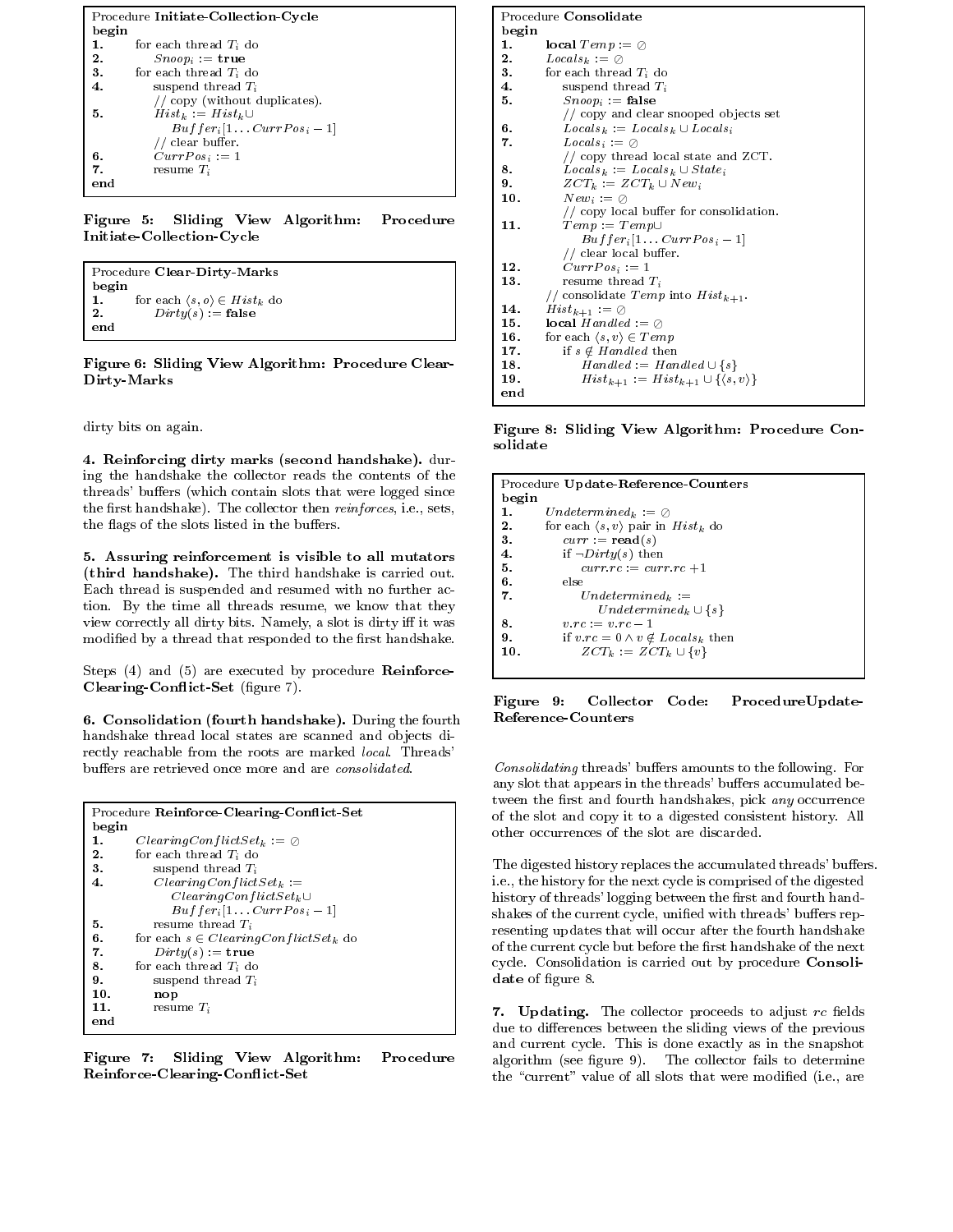```
Procedure Initiate-Collection-Cycle
begin
1.    for each thread T_i do
2.        Snoop_i := true
3.    for each thread T_i do
4.        suspend thread T_i
          // copy (without duplicates).
5.        Hist_k := Hist_k ∪
              Buffer_i[1 ... CurrPos_i − 1]
          // clear buffer.
6.        CurrPos_i := 1
7.        resume T_i
end
```

**Figure 5: Sliding View Algorithm: Procedure Initiate-Collection-Cycle**

```
Procedure Clear-Dirty-Marks
begin
1.    for each ⟨s, o⟩ ∈ Hist_k do
2.        Dirty(s) := false
end
```

**Figure 6: Sliding View Algorithm: Procedure Clear-Dirty-Marks**

dirty bits on again.

**4. Reinforcing dirty marks (second handshake).** during the handshake the collector reads the contents of the threads' buffers (which contain slots that were logged since the first handshake). The collector then *reinforces*, i.e., sets, the flags of the slots listed in the buffers.

**5. Assuring reinforcement is visible to all mutators (third handshake).** The third handshake is carried out. Each thread is suspended and resumed with no further action. By the time all threads resume, we know that they view correctly all dirty bits. Namely, a slot is dirty iff it was modified by a thread that responded to the first handshake.

Steps (4) and (5) are executed by procedure **Reinforce-Clearing-Conflict-Set** (figure 7).

**6. Consolidation (fourth handshake).** During the fourth handshake thread local states are scanned and objects directly reachable from the roots are marked *local*. Threads' buffers are retrieved once more and are *consolidated*.

```
Procedure Reinforce-Clearing-Conflict-Set
begin
1.    ClearingConflictSet_k := ∅
2.    for each thread T_i do
3.        suspend thread T_i
4.        ClearingConflictSet_k :=
              ClearingConflictSet_k ∪
              Buffer_i[1 ... CurrPos_i − 1]
5.        resume thread T_i
6.    for each s ∈ ClearingConflictSet_k do
7.        Dirty(s) := true
8.    for each thread T_i do
9.        suspend thread T_i
10.       nop
11.       resume T_i
end
```

**Figure 7: Sliding View Algorithm: Procedure Reinforce-Clearing-Conflict-Set**

```
Procedure Consolidate
begin
1.    local Temp := ∅
2.    Locals_k := ∅
3.    for each thread T_i do
4.        suspend thread T_i
5.        Snoop_i := false
          // copy and clear snooped objects set
6.        Locals_k := Locals_k ∪ Locals_i
7.        Locals_i := ∅
          // copy thread local state and ZCT.
8.        Locals_k := Locals_k ∪ State_i
9.        ZCT_k := ZCT_k ∪ New_i
10.       New_i := ∅
          // copy local buffer for consolidation.
11.       Temp := Temp ∪
              Buffer_i[1 ... CurrPos_i − 1]
          // clear local buffer.
12.       CurrPos_i := 1
13.       resume thread T_i
      // consolidate Temp into Hist_{k+1}.
14.   Hist_{k+1} := ∅
15.   local Handled := ∅
16.   for each ⟨s, v⟩ ∈ Temp
17.       if s ∉ Handled then
18.           Handled := Handled ∪ {s}
19.           Hist_{k+1} := Hist_{k+1} ∪ {⟨s, v⟩}
end
```

**Figure 8: Sliding View Algorithm: Procedure Consolidate**

```
Procedure Update-Reference-Counters
begin
1.    Undetermined_k := ∅
2.    for each ⟨s, v⟩ pair in Hist_k do
3.        curr := read(s)
4.        if ¬Dirty(s) then
5.            curr.rc := curr.rc + 1
6.        else
7.            Undetermined_k :=
                  Undetermined_k ∪ {s}
8.        v.rc := v.rc − 1
9.        if v.rc = 0 ∧ v ∉ Locals_k then
10.           ZCT_k := ZCT_k ∪ {v}
```

**Figure 9: Collector Code: ProcedureUpdate-Reference-Counters**

*Consolidating* threads' buffers amounts to the following. For any slot that appears in the threads' buffers accumulated between the first and fourth handshakes, pick *any* occurrence of the slot and copy it to a digested consistent history. All other occurrences of the slot are discarded.

The digested history replaces the accumulated threads' buffers. i.e., the history for the next cycle is comprised of the digested history of threads' logging between the first and fourth handshakes of the current cycle, unified with threads' buffers representing updates that will occur after the fourth handshake of the current cycle but before the first handshake of the next cycle. Consolidation is carried out by procedure **Consolidate** of figure 8.

**7. Updating.** The collector proceeds to adjust *rc* fields due to differences between the sliding views of the previous and current cycle. This is done exactly as in the snapshot algorithm (see figure 9). The collector fails to determine the "current" value of all slots that were modified (i.e., are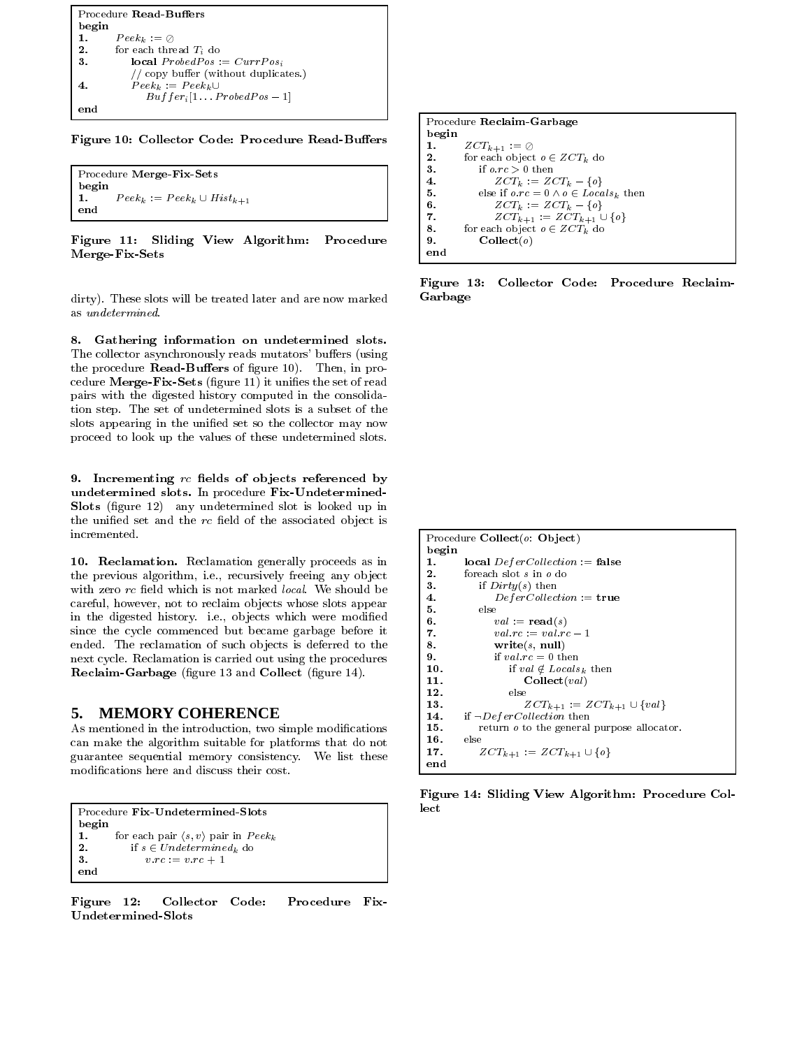```
Procedure Read-Buffers
begin
1.     Peek_k := ∅
2.     for each thread T_i do
3.         local ProbedPos := CurrPos_i
           // copy buffer (without duplicates.)
4.         Peek_k := Peek_k ∪
               Buffer_i[1 ... ProbedPos − 1]
end
```

**Figure 10: Collector Code: Procedure Read-Buffers**

```
Procedure Merge-Fix-Sets
begin
1.     Peek_k := Peek_k ∪ Hist_{k+1}
end
```

**Figure 11: Sliding View Algorithm: Procedure Merge-Fix-Sets**

dirty). These slots will be treated later and are now marked as *undetermined*.

**8. Gathering information on undetermined slots.** The collector asynchronously reads mutators' buffers (using the procedure **Read-Buffers** of figure 10). Then, in procedure **Merge-Fix-Sets** (figure 11) it unifies the set of read pairs with the digested history computed in the consolidation step. The set of undetermined slots is a subset of the slots appearing in the unified set so the collector may now proceed to look up the values of these undetermined slots.

**9. Incrementing $rc$ fields of objects referenced by undetermined slots.** In procedure **Fix-Undetermined-Slots** (figure 12) any undetermined slot is looked up in the unified set and the $rc$ field of the associated object is incremented.

**10. Reclamation.** Reclamation generally proceeds as in the previous algorithm, i.e., recursively freeing any object with zero $rc$ field which is not marked *local*. We should be careful, however, not to reclaim objects whose slots appear in the digested history. i.e., objects which were modified since the cycle commenced but became garbage before it ended. The reclamation of such objects is deferred to the next cycle. Reclamation is carried out using the procedures **Reclaim-Garbage** (figure 13 and **Collect** (figure 14).

## 5. MEMORY COHERENCE

As mentioned in the introduction, two simple modifications can make the algorithm suitable for platforms that do not guarantee sequential memory consistency. We list these modifications here and discuss their cost.

```
Procedure Fix-Undetermined-Slots
begin
1.     for each pair ⟨s, v⟩ pair in Peek_k
2.         if s ∈ Undetermined_k do
3.             v.rc := v.rc + 1
end
```

**Figure 12: Collector Code: Procedure Fix-Undetermined-Slots**

```
Procedure Reclaim-Garbage
begin
1.     ZCT_{k+1} := ∅
2.     for each object o ∈ ZCT_k do
3.         if o.rc > 0 then
4.             ZCT_k := ZCT_k − {o}
5.         else if o.rc = 0 ∧ o ∈ Locals_k then
6.             ZCT_k := ZCT_k − {o}
7.             ZCT_{k+1} := ZCT_{k+1} ∪ {o}
8.     for each object o ∈ ZCT_k do
9.         Collect(o)
end
```

**Figure 13: Collector Code: Procedure Reclaim-Garbage**

```
Procedure Collect(o: Object)
begin
1.     local DeferCollection := false
2.     foreach slot s in o do
3.         if Dirty(s) then
4.             DeferCollection := true
5.         else
6.             val := read(s)
7.             val.rc := val.rc − 1
8.             write(s, null)
9.             if val.rc = 0 then
10.                if val ∉ Locals_k then
11.                    Collect(val)
12.                else
13.                    ZCT_{k+1} := ZCT_{k+1} ∪ {val}
14.    if ¬DeferCollection then
15.        return o to the general purpose allocator.
16.    else
17.        ZCT_{k+1} := ZCT_{k+1} ∪ {o}
end
```

**Figure 14: Sliding View Algorithm: Procedure Collect**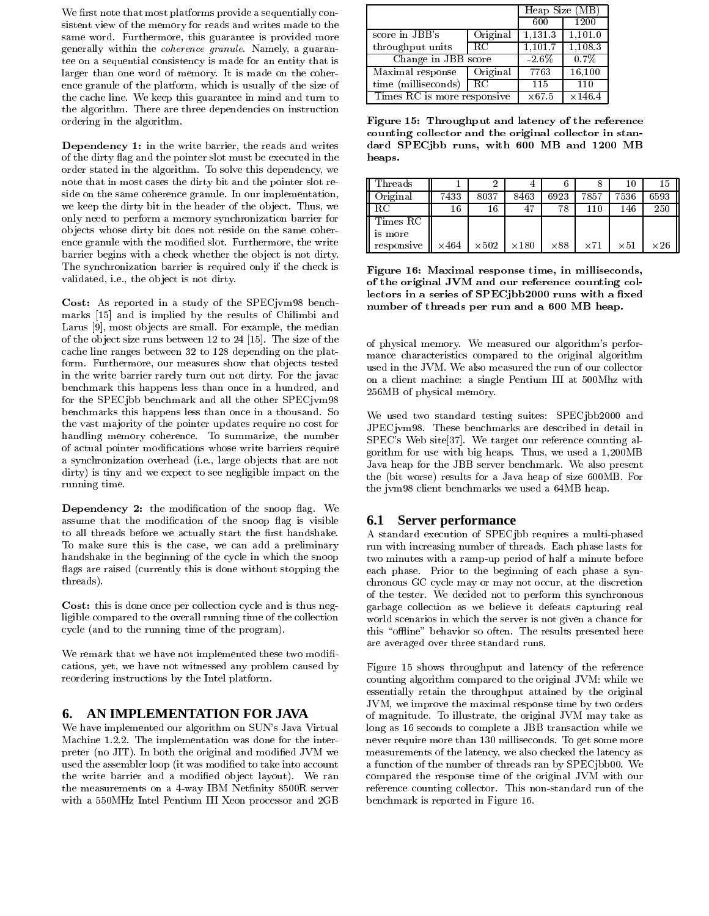We first note that most platforms provide a sequentially consistent view of the memory for reads and writes made to the same word. Furthermore, this guarantee is provided more generally within the *coherence granule*. Namely, a guarantee on a sequential consistency is made for an entity that is larger than one word of memory. It is made on the coherence granule of the platform, which is usually of the size of the cache line. We keep this guarantee in mind and turn to the algorithm. There are three dependencies on instruction ordering in the algorithm.

**Dependency 1:** in the write barrier, the reads and writes of the dirty flag and the pointer slot must be executed in the order stated in the algorithm. To solve this dependency, we note that in most cases the dirty bit and the pointer slot reside on the same coherence granule. In our implementation, we keep the dirty bit in the header of the object. Thus, we only need to perform a memory synchronization barrier for objects whose dirty bit does not reside on the same coherence granule with the modified slot. Furthermore, the write barrier begins with a check whether the object is not dirty. The synchronization barrier is required only if the check is validated, i.e., the object is not dirty.

**Cost:** As reported in a study of the SPECjvm98 benchmarks [15] and is implied by the results of Chilimbi and Larus [9], most objects are small. For example, the median of the object size runs between 12 to 24 [15]. The size of the cache line ranges between 32 to 128 depending on the platform. Furthermore, our measures show that objects tested in the write barrier rarely turn out not dirty. For the javac benchmark this happens less than once in a hundred, and for the SPECjbb benchmark and all the other SPECjvm98 benchmarks this happens less than once in a thousand. So the vast majority of the pointer updates require no cost for handling memory coherence. To summarize, the number of actual pointer modifications whose write barriers require a synchronization overhead (i.e., large objects that are not dirty) is tiny and we expect to see negligible impact on the running time.

**Dependency 2:** the modification of the snoop flag. We assume that the modification of the snoop flag is visible to all threads before we actually start the first handshake. To make sure this is the case, we can add a preliminary handshake in the beginning of the cycle in which the snoop flags are raised (currently this is done without stopping the threads).

**Cost:** this is done once per collection cycle and is thus negligible compared to the overall running time of the collection cycle (and to the running time of the program).

We remark that we have not implemented these two modifications, yet, we have not witnessed any problem caused by reordering instructions by the Intel platform.

## 6. AN IMPLEMENTATION FOR JAVA

We have implemented our algorithm on SUN's Java Virtual Machine 1.2.2. The implementation was done for the interpreter (no JIT). In both the original and modified JVM we used the assembler loop (it was modified to take into account the write barrier and a modified object layout). We ran the measurements on a 4-way IBM Netfinity 8500R server with a 550MHz Intel Pentium III Xeon processor and 2GB of physical memory. We measured our algorithm's performance characteristics compared to the original algorithm used in the JVM. We also measured the run of our collector on a client machine: a single Pentium III at 500Mhz with 256MB of physical memory.

We used two standard testing suites: SPECjbb2000 and JPECjvm98. These benchmarks are described in detail in SPEC's Web site[37]. We target our reference counting algorithm for use with big heaps. Thus, we used a 1,200MB Java heap for the JBB server benchmark. We also present the (bit worse) results for a Java heap of size 600MB. For the jvm98 client benchmarks we used a 64MB heap.

| | | Heap Size (MB) | |
|---|---|---|---|
| | | 600 | 1200 |
| score in JBB's throughput units | Original | 1,131.3 | 1,101.0 |
| | RC | 1,101.7 | 1,108.3 |
| Change in JBB score | | -2.6% | 0.7% |
| Maximal response time (milliseconds) | Original | 7763 | 16,100 |
| | RC | 115 | 110 |
| Times RC is more responsive | | ×67.5 | ×146.4 |

**Figure 15: Throughput and latency of the reference counting collector and the original collector in standard SPECjbb runs, with 600 MB and 1200 MB heaps.**

| Threads | 1 | 2 | 4 | 6 | 8 | 10 | 15 |
|---|---|---|---|---|---|---|---|
| Original | 7433 | 8037 | 8463 | 6923 | 7857 | 7536 | 6593 |
| RC | 16 | 16 | 47 | 78 | 110 | 146 | 250 |
| Times RC is more responsive | ×464 | ×502 | ×180 | ×88 | ×71 | ×51 | ×26 |

**Figure 16: Maximal response time, in milliseconds, of the original JVM and our reference counting collectors in a series of SPECjbb2000 runs with a fixed number of threads per run and a 600 MB heap.**

### 6.1 Server performance

A standard execution of SPECjbb requires a multi-phased run with increasing number of threads. Each phase lasts for two minutes with a ramp-up period of half a minute before each phase. Prior to the beginning of each phase a synchronous GC cycle may or may not occur, at the discretion of the tester. We decided not to perform this synchronous garbage collection as we believe it defeats capturing real world scenarios in which the server is not given a chance for this "offline" behavior so often. The results presented here are averaged over three standard runs.

Figure 15 shows throughput and latency of the reference counting algorithm compared to the original JVM: while we essentially retain the throughput attained by the original JVM, we improve the maximal response time by two orders of magnitude. To illustrate, the original JVM may take as long as 16 seconds to complete a JBB transaction while we never require more than 130 milliseconds. To get some more measurements of the latency, we also checked the latency as a function of the number of threads ran by SPECjbb00. We compared the response time of the original JVM with our reference counting collector. This non-standard run of the benchmark is reported in Figure 16.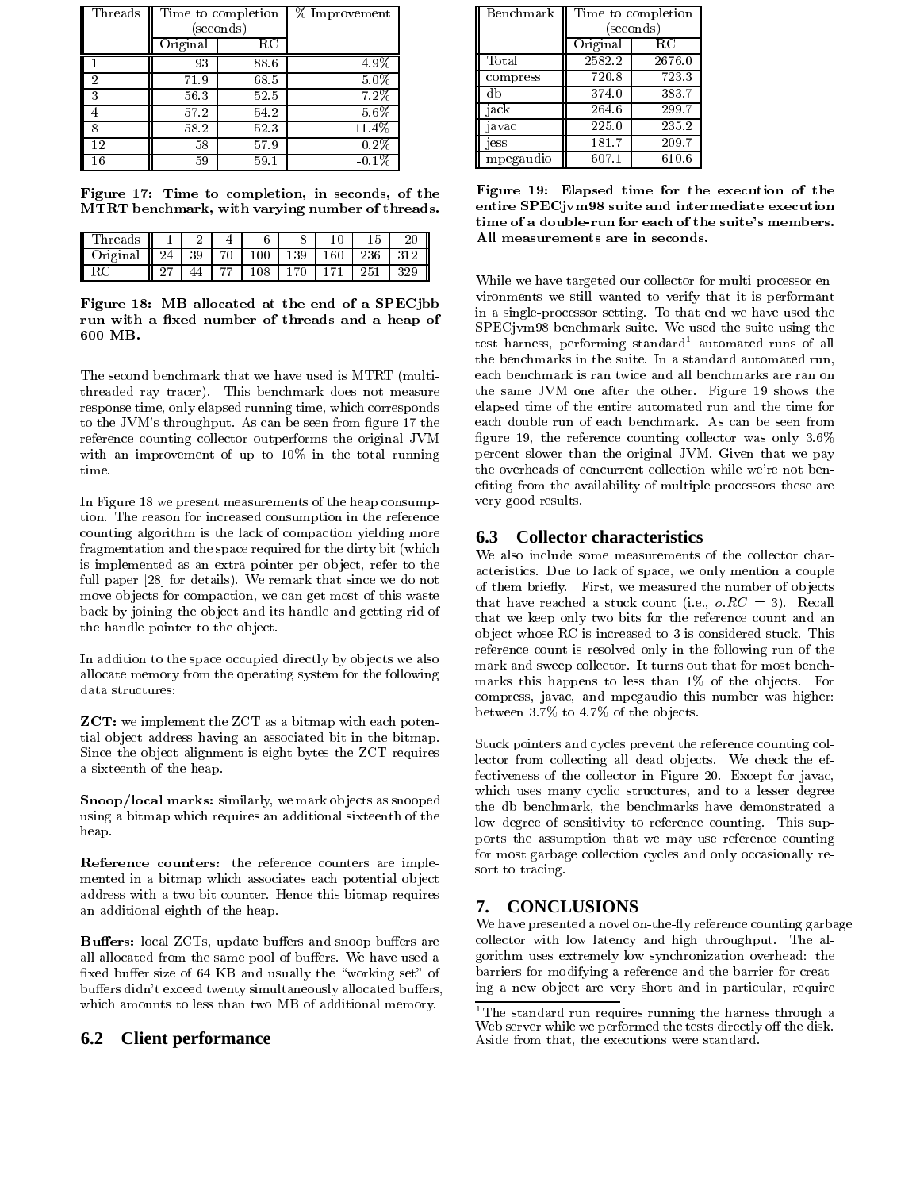| Threads | Time to completion (seconds) | | % Improvement |
|---|---|---|---|
| | Original | RC | |
| 1 | 93 | 88.6 | 4.9% |
| 2 | 71.9 | 68.5 | 5.0% |
| 3 | 56.3 | 52.5 | 7.2% |
| 4 | 57.2 | 54.2 | 5.6% |
| 8 | 58.2 | 52.3 | 11.4% |
| 12 | 58 | 57.9 | 0.2% |
| 16 | 59 | 59.1 | -0.1% |

**Figure 17: Time to completion, in seconds, of the MTRT benchmark, with varying number of threads.**

| Threads | 1 | 2 | 4 | 6 | 8 | 10 | 15 | 20 |
|---|---|---|---|---|---|---|---|---|
| Original | 24 | 39 | 70 | 100 | 139 | 160 | 236 | 312 |
| RC | 27 | 44 | 77 | 108 | 170 | 171 | 251 | 329 |

**Figure 18: MB allocated at the end of a SPECjbb run with a fixed number of threads and a heap of 600 MB.**

The second benchmark that we have used is MTRT (multi-threaded ray tracer). This benchmark does not measure response time, only elapsed running time, which corresponds to the JVM's throughput. As can be seen from figure 17 the reference counting collector outperforms the original JVM with an improvement of up to 10% in the total running time.

In Figure 18 we present measurements of the heap consumption. The reason for increased consumption in the reference counting algorithm is the lack of compaction yielding more fragmentation and the space required for the dirty bit (which is implemented as an extra pointer per object, refer to the full paper [28] for details). We remark that since we do not move objects for compaction, we can get most of this waste back by joining the object and its handle and getting rid of the handle pointer to the object.

In addition to the space occupied directly by objects we also allocate memory from the operating system for the following data structures:

**ZCT:** we implement the ZCT as a bitmap with each potential object address having an associated bit in the bitmap. Since the object alignment is eight bytes the ZCT requires a sixteenth of the heap.

**Snoop/local marks:** similarly, we mark objects as snooped using a bitmap which requires an additional sixteenth of the heap.

**Reference counters:** the reference counters are implemented in a bitmap which associates each potential object address with a two bit counter. Hence this bitmap requires an additional eighth of the heap.

**Buffers:** local ZCTs, update buffers and snoop buffers are all allocated from the same pool of buffers. We have used a fixed buffer size of 64 KB and usually the "working set" of buffers didn't exceed twenty simultaneously allocated buffers, which amounts to less than two MB of additional memory.

## 6.2 Client performance

| Benchmark | Time to completion (seconds) | |
|---|---|---|
| | Original | RC |
| Total | 2582.2 | 2676.0 |
| compress | 720.8 | 723.3 |
| db | 374.0 | 383.7 |
| jack | 264.6 | 299.7 |
| javac | 225.0 | 235.2 |
| jess | 181.7 | 209.7 |
| mpegaudio | 607.1 | 610.6 |

**Figure 19: Elapsed time for the execution of the entire SPECjvm98 suite and intermediate execution time of a double-run for each of the suite's members. All measurements are in seconds.**

While we have targeted our collector for multi-processor environments we still wanted to verify that it is performant in a single-processor setting. To that end we have used the SPECjvm98 benchmark suite. We used the suite using the test harness, performing standard[1] automated runs of all the benchmarks in the suite. In a standard automated run, each benchmark is ran twice and all benchmarks are ran on the same JVM one after the other. Figure 19 shows the elapsed time of the entire automated run and the time for each double run of each benchmark. As can be seen from figure 19, the reference counting collector was only 3.6% percent slower than the original JVM. Given that we pay the overheads of concurrent collection while we're not benefiting from the availability of multiple processors these are very good results.

## 6.3 Collector characteristics

We also include some measurements of the collector characteristics. Due to lack of space, we only mention a couple of them briefly. First, we measured the number of objects that have reached a stuck count (i.e., $o.RC = 3$). Recall that we keep only two bits for the reference count and an object whose RC is increased to 3 is considered stuck. This reference count is resolved only in the following run of the mark and sweep collector. It turns out that for most benchmarks this happens to less than 1% of the objects. For compress, javac, and mpegaudio this number was higher: between 3.7% to 4.7% of the objects.

Stuck pointers and cycles prevent the reference counting collector from collecting all dead objects. We check the effectiveness of the collector in Figure 20. Except for javac, which uses many cyclic structures, and to a lesser degree the db benchmark, the benchmarks have demonstrated a low degree of sensitivity to reference counting. This supports the assumption that we may use reference counting for most garbage collection cycles and only occasionally resort to tracing.

# 7. CONCLUSIONS

We have presented a novel on-the-fly reference counting garbage collector with low latency and high throughput. The algorithm uses extremely low synchronization overhead: the barriers for modifying a reference and the barrier for creating a new object are very short and in particular, require

[1] The standard run requires running the harness through a Web server while we performed the tests directly off the disk. Aside from that, the executions were standard.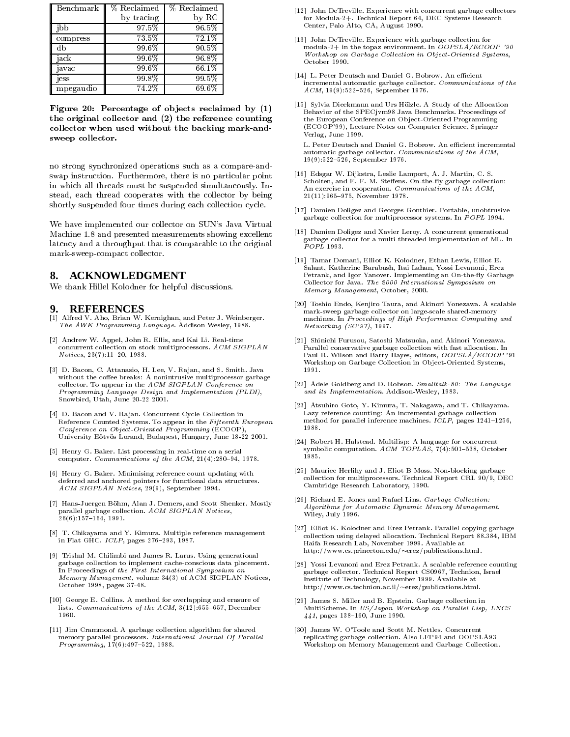| Benchmark | % Reclaimed by tracing | % Reclaimed by RC |
|---|---|---|
| jbb | 97.5% | 96.5% |
| compress | 73.5% | 72.1% |
| db | 99.6% | 90.5% |
| jack | 99.6% | 96.8% |
| javac | 99.6% | 66.1% |
| jess | 99.8% | 99.5% |
| mpegaudio | 74.2% | 69.6% |

**Figure 20: Percentage of objects reclaimed by (1) the original collector and (2) the reference counting collector when used without the backing mark-and-sweep collector.**

no strong synchronized operations such as a compare-and-swap instruction. Furthermore, there is no particular point in which all threads must be suspended simultaneously. Instead, each thread cooperates with the collector by being shortly suspended four times during each collection cycle.

We have implemented our collector on SUN's Java Virtual Machine 1.8 and presented measurements showing excellent latency and a throughput that is comparable to the original mark-sweep-compact collector.

## 8. ACKNOWLEDGMENT

We thank Hillel Kolodner for helpful discussions.

## 9. REFERENCES

[1] Alfred V. Aho, Brian W. Kernighan, and Peter J. Weinberger. *The AWK Programming Language*. Addison-Wesley, 1988.

[2] Andrew W. Appel, John R. Ellis, and Kai Li. Real-time concurrent collection on stock multiprocessors. *ACM SIGPLAN Notices*, 23(7):11–20, 1988.

[3] D. Bacon, C. Attanasio, H. Lee, V. Rajan, and S. Smith. Java without the coffee breaks: A nonintrusive multiprocessor garbage collector. To appear in the *ACM SIGPLAN Conference on Programming Language Design and Implementation (PLDI)*, Snowbird, Utah, June 20-22 2001.

[4] D. Bacon and V. Rajan. Concurrent Cycle Collection in Reference Counted Systems. To appear in the *Fifteenth European Conference on Object-Oriented Programming* (ECOOP), University Eötvös Lorand, Budapest, Hungary, June 18-22 2001.

[5] Henry G. Baker. List processing in real-time on a serial computer. *Communications of the ACM*, 21(4):280–94, 1978.

[6] Henry G. Baker. Minimising reference count updating with deferred and anchored pointers for functional data structures. *ACM SIGPLAN Notices*, 29(9), September 1994.

[7] Hans-Juergen Böhm, Alan J. Demers, and Scott Shenker. Mostly parallel garbage collection. *ACM SIGPLAN Notices*, 26(6):157–164, 1991.

[8] T. Chikayama and Y. Kimura. Multiple reference management in Flat GHC. *ICLP*, pages 276–293, 1987.

[9] Trishul M. Chilimbi and James R. Larus. Using generational garbage collection to implement cache-conscious data placement. In Proceedings of *the First International Symposium on Memory Management*, volume 34(3) of ACM SIGPLAN Notices, October 1998, pages 37-48.

[10] George E. Collins. A method for overlapping and erasure of lists. *Communications of the ACM*, 3(12):655–657, December 1960.

[11] Jim Crammond. A garbage collection algorithm for shared memory parallel processors. *International Journal Of Parallel Programming*, 17(6):497–522, 1988.

[12] John DeTreville. Experience with concurrent garbage collectors for Modula-2+. Technical Report 64, DEC Systems Research Center, Palo Alto, CA, August 1990.

[13] John DeTreville. Experience with garbage collection for modula-2+ in the topaz environment. In *OOPSLA/ECOOP '90 Workshop on Garbage Collection in Object-Oriented Systems*, October 1990.

[14] L. Peter Deutsch and Daniel G. Bobrow. An efficient incremental automatic garbage collector. *Communications of the ACM*, 19(9):522–526, September 1976.

[15] Sylvia Dieckmann and Urs Hölzle. A Study of the Allocation Behavior of the SPECjvm98 Java Benchmarks. Proceedings of the European Conference on Object-Oriented Programming (ECOOP'99), Lecture Notes on Computer Science, Springer Verlag, June 1999.

L. Peter Deutsch and Daniel G. Bobrow. An efficient incremental automatic garbage collector. *Communications of the ACM*, 19(9):522–526, September 1976.

[16] Edsgar W. Dijkstra, Leslie Lamport, A. J. Martin, C. S. Scholten, and E. F. M. Steffens. On-the-fly garbage collection: An exercise in cooperation. *Communications of the ACM*, 21(11):965–975, November 1978.

[17] Damien Doligez and Georges Gonthier. Portable, unobtrusive garbage collection for multiprocessor systems. In *POPL* 1994.

[18] Damien Doligez and Xavier Leroy. A concurrent generational garbage collector for a multi-threaded implementation of ML. In *POPL* 1993.

[19] Tamar Domani, Elliot K. Kolodner, Ethan Lewis, Elliot E. Salant, Katherine Barabash, Itai Lahan, Yossi Levanoni, Erez Petrank, and Igor Yanover. Implementing an On-the-fly Garbage Collector for Java. *The 2000 International Symposium on Memory Management*, October, 2000.

[20] Toshio Endo, Kenjiro Taura, and Akinori Yonezawa. A scalable mark-sweep garbage collector on large-scale shared-memory machines. In *Proceedings of High Performance Computing and Networking (SC'97)*, 1997.

[21] Shinichi Furusou, Satoshi Matsuoka, and Akinori Yonezawa. Parallel conservative garbage collection with fast allocation. In Paul R. Wilson and Barry Hayes, editors, *OOPSLA/ECOOP* '91 Workshop on Garbage Collection in Object-Oriented Systems, 1991.

[22] Adele Goldberg and D. Robson. *Smalltalk-80: The Language and its Implementation*. Addison-Wesley, 1983.

[23] Atsuhiro Goto, Y. Kimura, T. Nakagawa, and T. Chikayama. Lazy reference counting: An incremental garbage collection method for parallel inference machines. *ICLP*, pages 1241–1256, 1988.

[24] Robert H. Halstead. Multilisp: A language for concurrent symbolic computation. *ACM TOPLAS*, 7(4):501–538, October 1985.

[25] Maurice Herlihy and J. Eliot B Moss. Non-blocking garbage collection for multiprocessors. Technical Report CRL 90/9, DEC Cambridge Research Laboratory, 1990.

[26] Richard E. Jones and Rafael Lins. *Garbage Collection: Algorithms for Automatic Dynamic Memory Management*. Wiley, July 1996.

[27] Elliot K. Kolodner and Erez Petrank. Parallel copying garbage collection using delayed allocation. Technical Report 88.384, IBM Haifa Research Lab, November 1999. Available at http://www.cs.princeton.edu/~erez/publications.html.

[28] Yossi Levanoni and Erez Petrank. A scalable reference counting garbage collector. Technical Report CS0967, Technion, Israel Institute of Technology, November 1999. Available at http://www.cs.technion.ac.il/~erez/publications.html.

[29] James S. Miller and B. Epstein. Garbage collection in MultiScheme. In *US/Japan Workshop on Parallel Lisp, LNCS 441*, pages 138–160, June 1990.

[30] James W. O'Toole and Scott M. Nettles. Concurrent replicating garbage collection. Also LFP94 and OOPSLA93 Workshop on Memory Management and Garbage Collection.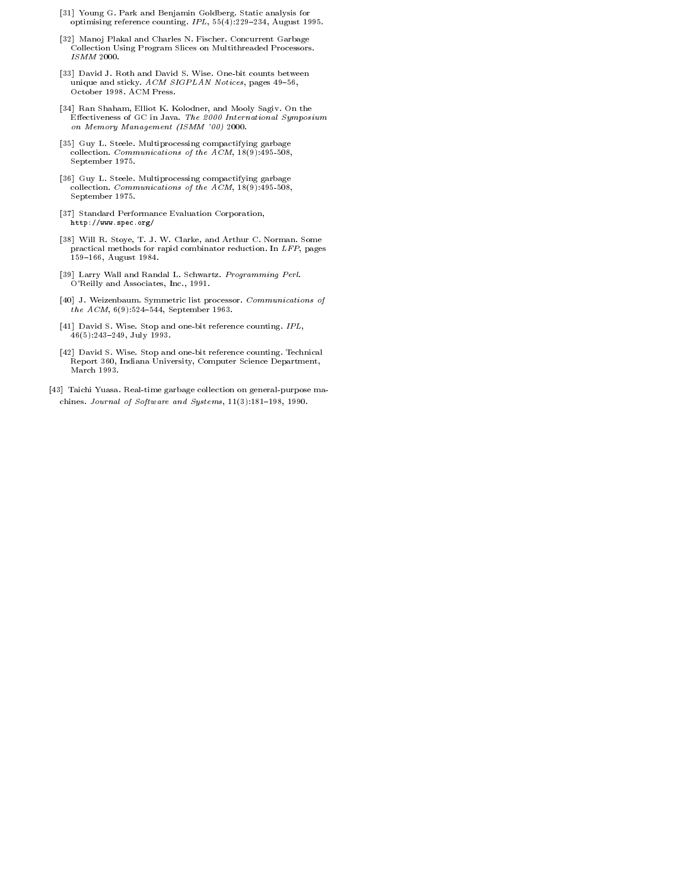[31] Young G. Park and Benjamin Goldberg. Static analysis for optimising reference counting. *IPL*, 55(4):229–234, August 1995.

[32] Manoj Plakal and Charles N. Fischer. Concurrent Garbage Collection Using Program Slices on Multithreaded Processors. *ISMM* 2000.

[33] David J. Roth and David S. Wise. One-bit counts between unique and sticky. *ACM SIGPLAN Notices*, pages 49–56, October 1998. ACM Press.

[34] Ran Shaham, Elliot K. Kolodner, and Mooly Sagiv. On the Effectiveness of GC in Java. *The 2000 International Symposium on Memory Management (ISMM '00)* 2000.

[35] Guy L. Steele. Multiprocessing compactifying garbage collection. *Communications of the ACM*, 18(9):495-508, September 1975.

[36] Guy L. Steele. Multiprocessing compactifying garbage collection. *Communications of the ACM*, 18(9):495-508, September 1975.

[37] Standard Performance Evaluation Corporation, `http://www.spec.org/`

[38] Will R. Stoye, T. J. W. Clarke, and Arthur C. Norman. Some practical methods for rapid combinator reduction. In *LFP*, pages 159–166, August 1984.

[39] Larry Wall and Randal L. Schwartz. *Programming Perl*. O'Reilly and Associates, Inc., 1991.

[40] J. Weizenbaum. Symmetric list processor. *Communications of the ACM*, 6(9):524–544, September 1963.

[41] David S. Wise. Stop and one-bit reference counting. *IPL*, 46(5):243–249, July 1993.

[42] David S. Wise. Stop and one-bit reference counting. Technical Report 360, Indiana University, Computer Science Department, March 1993.

[43] Taichi Yuasa. Real-time garbage collection on general-purpose machines. *Journal of Software and Systems*, 11(3):181–198, 1990.